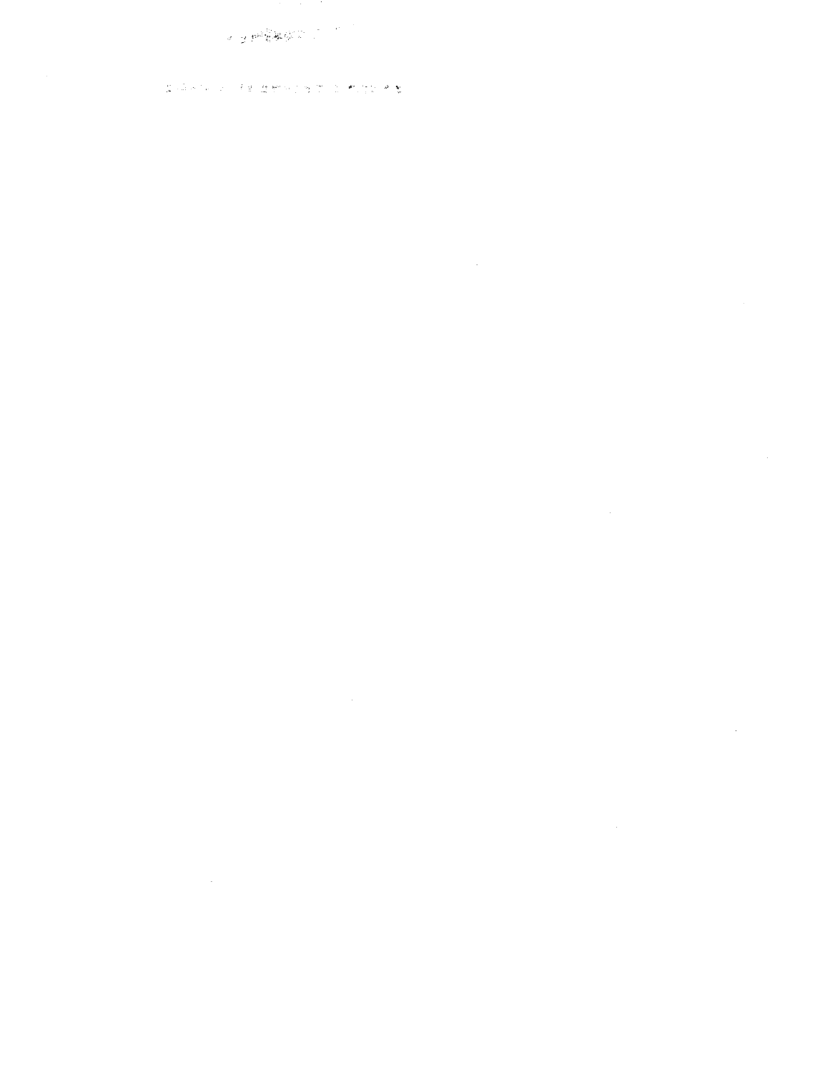**大豆地名美国**大学

 $\mathcal{A}^{\text{max}}_{\text{max}}$ 

# $\frac{1}{\sqrt{2}}\left(\sqrt{2}\left(\log\left(\frac{1}{\sqrt{2}}\right)\right)\right)=\sqrt{2}\left(\frac{1}{\sqrt{2}}\right)=\frac{1}{\sqrt{2}}\left(\frac{1}{\sqrt{2}}\right)\frac{\log\left(\frac{1}{\sqrt{2}}\right)}{\log\left(\frac{1}{\sqrt{2}}\right)}=\frac{1}{\sqrt{2}}\left(\frac{1}{\sqrt{2}}\right)\frac{\log\left(\frac{1}{\sqrt{2}}\right)}{\log\left(\frac{1}{\sqrt{2}}\right)}=\frac{1}{\sqrt{2}}\left(\frac{1}{\sqrt{2}}\right)\frac{\log\left(\frac{1}{\sqrt{2}}\right$

 $\label{eq:1} \begin{split} \mathbf{x}^{(1)} &= \mathbf{y}^{(1)} + \mathbf{y}^{(2)} + \mathbf{y}^{(3)} + \mathbf{y}^{(4)} + \mathbf{y}^{(5)} + \mathbf{y}^{(6)} + \mathbf{y}^{(6)} + \mathbf{y}^{(6)} + \mathbf{y}^{(6)} + \mathbf{y}^{(6)} + \mathbf{y}^{(6)} + \mathbf{y}^{(6)} + \mathbf{y}^{(6)} + \mathbf{y}^{(6)} + \mathbf{y}^{(6)} + \mathbf{y}^{(6)} + \mathbf{y}^{(6)} + \mathbf{y}^{(6)} +$ 

 $\mathcal{L}^{\text{max}}_{\text{max}}$ 

 $\mathcal{L}^{\text{max}}_{\text{max}}$  and  $\mathcal{L}^{\text{max}}_{\text{max}}$ 

 $\mathcal{L}^{\text{max}}_{\text{max}}$  ,  $\mathcal{L}^{\text{max}}_{\text{max}}$ 

 $\label{eq:2.1} \frac{1}{\sqrt{2}}\int_{\mathbb{R}^3}\frac{1}{\sqrt{2}}\left(\frac{1}{\sqrt{2}}\right)^2\frac{1}{\sqrt{2}}\left(\frac{1}{\sqrt{2}}\right)^2\frac{1}{\sqrt{2}}\left(\frac{1}{\sqrt{2}}\right)^2\frac{1}{\sqrt{2}}\left(\frac{1}{\sqrt{2}}\right)^2.$